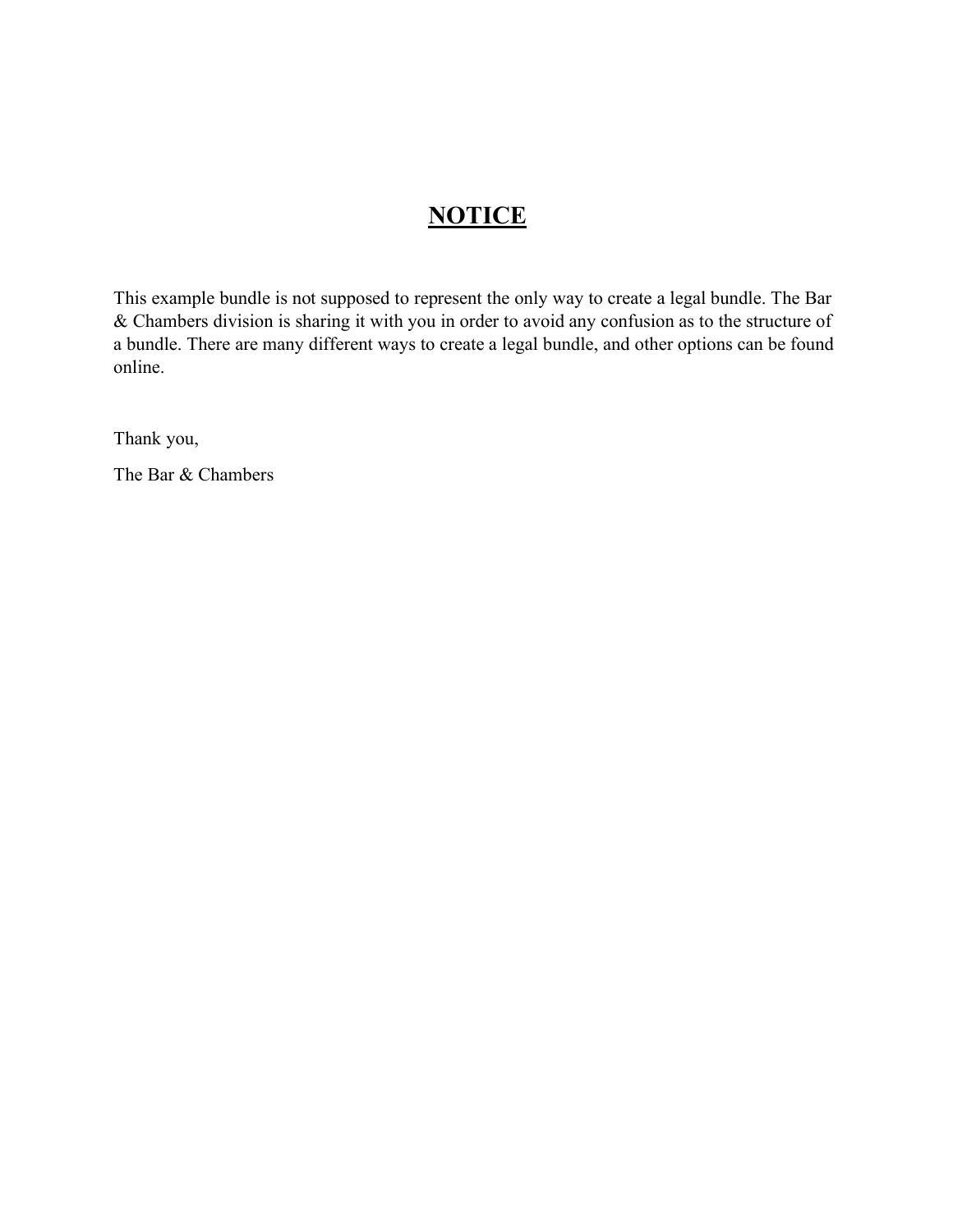# **NOTICE**

This example bundle is not supposed to represent the only way to create a legal bundle. The Bar & Chambers division is sharing it with you in order to avoid any confusion as to the structure of a bundle. There are many different ways to create a legal bundle, and other options can be found online.

Thank you,

The Bar & Chambers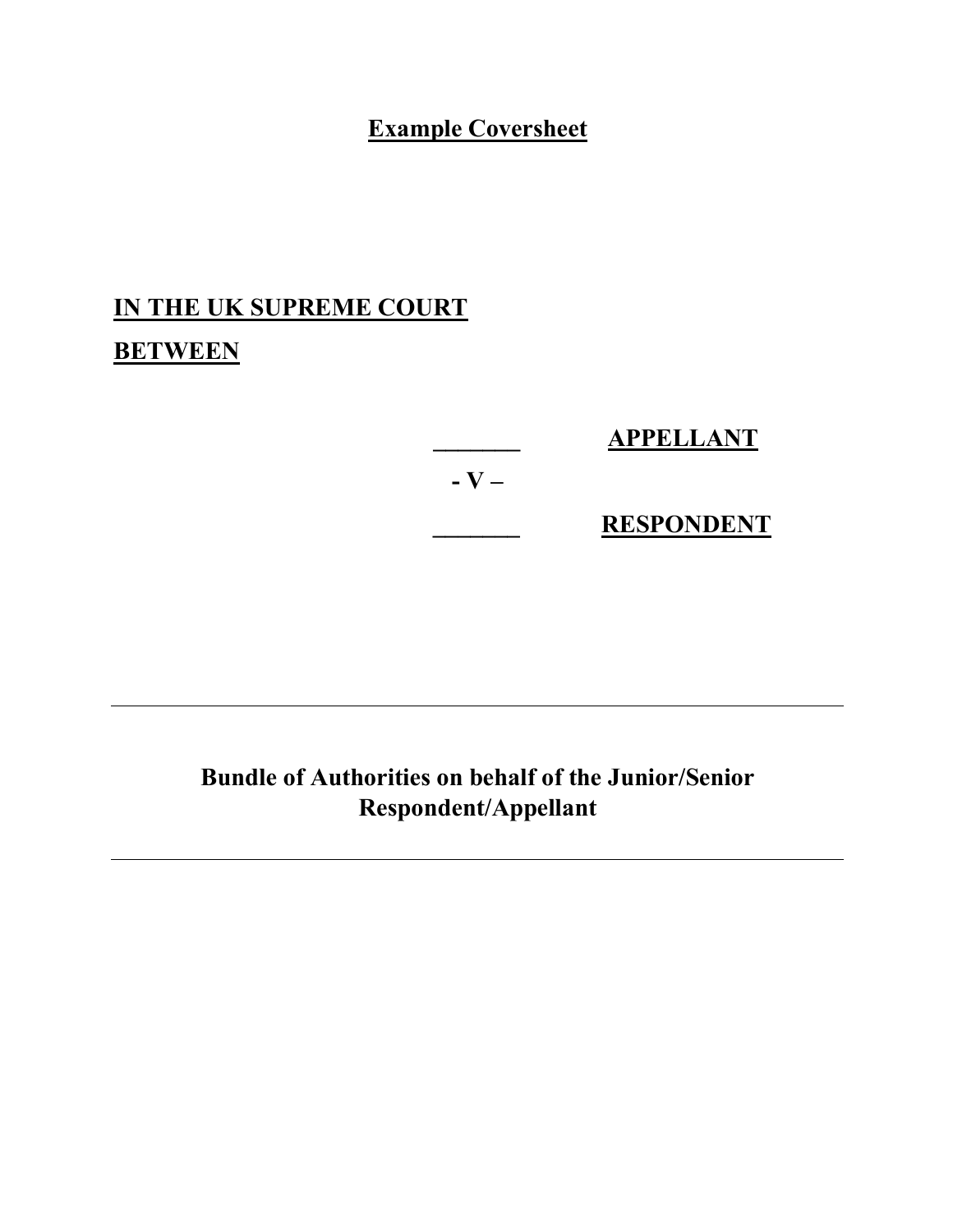# Example Coversheet

**IN THE UK SUPREME COURT**

**BETWEEN**

| | |
|---|---|
| _______ | **APPELLANT** |
| **- V –** | |
| _______ | **RESPONDENT** |

---

**Bundle of Authorities on behalf of the Junior/Senior Respondent/Appellant**

---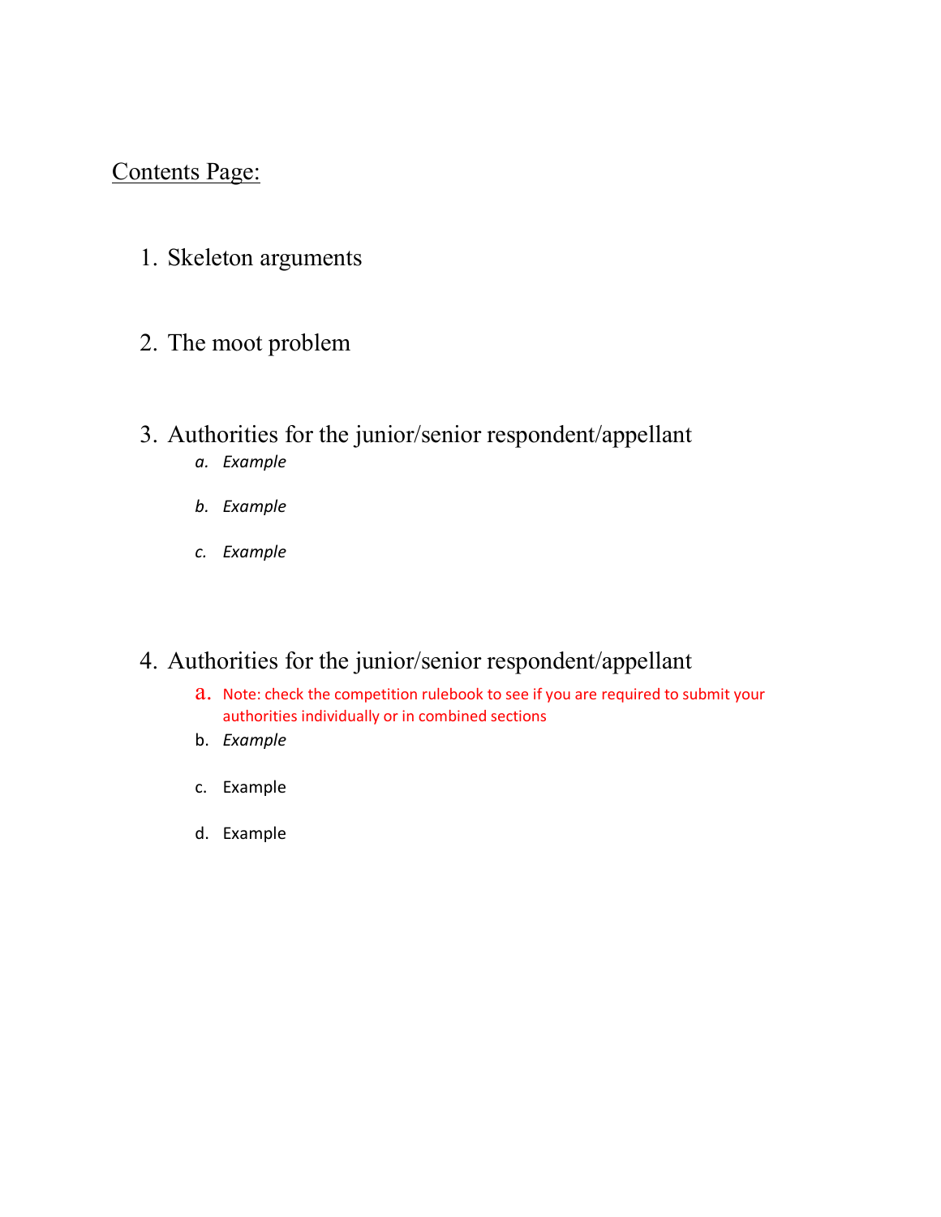Contents Page:

1. Skeleton arguments

2. The moot problem

3. Authorities for the junior/senior respondent/appellant
    a. *Example*
    b. *Example*
    c. *Example*

4. Authorities for the junior/senior respondent/appellant
    a. Note: check the competition rulebook to see if you are required to submit your authorities individually or in combined sections
    b. *Example*
    c. Example
    d. Example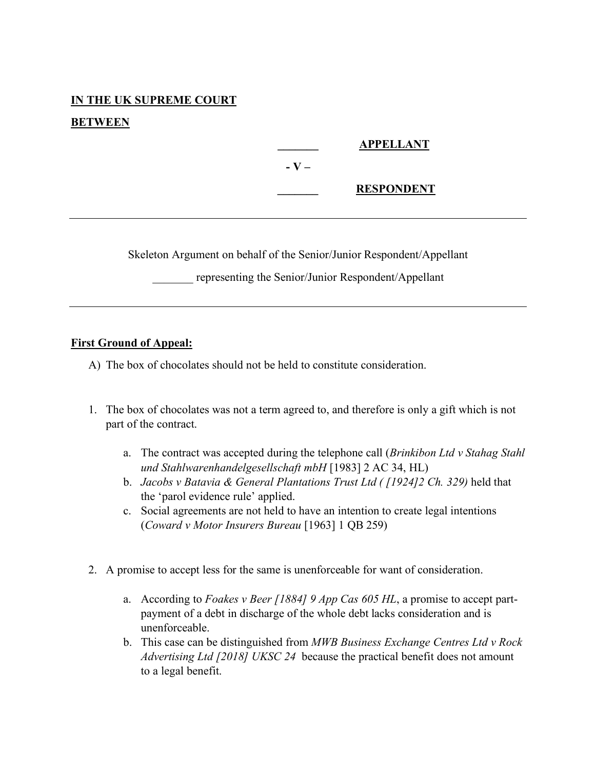**IN THE UK SUPREME COURT**

**BETWEEN**

**_______ APPELLANT**

**- V –**

**_______ RESPONDENT**

---

Skeleton Argument on behalf of the Senior/Junior Respondent/Appellant

_______ representing the Senior/Junior Respondent/Appellant

---

**First Ground of Appeal:**

A) The box of chocolates should not be held to constitute consideration.

1. The box of chocolates was not a term agreed to, and therefore is only a gift which is not part of the contract.

   a. The contract was accepted during the telephone call (*Brinkibon Ltd v Stahag Stahl und Stahlwarenhandelgesellschaft mbH* [1983] 2 AC 34, HL)

   b. *Jacobs v Batavia & General Plantations Trust Ltd ( [1924]2 Ch. 329)* held that the 'parol evidence rule' applied.

   c. Social agreements are not held to have an intention to create legal intentions (*Coward v Motor Insurers Bureau* [1963] 1 QB 259)

2. A promise to accept less for the same is unenforceable for want of consideration.

   a. According to *Foakes v Beer [1884] 9 App Cas 605 HL*, a promise to accept part-payment of a debt in discharge of the whole debt lacks consideration and is unenforceable.

   b. This case can be distinguished from *MWB Business Exchange Centres Ltd v Rock Advertising Ltd [2018] UKSC 24* because the practical benefit does not amount to a legal benefit.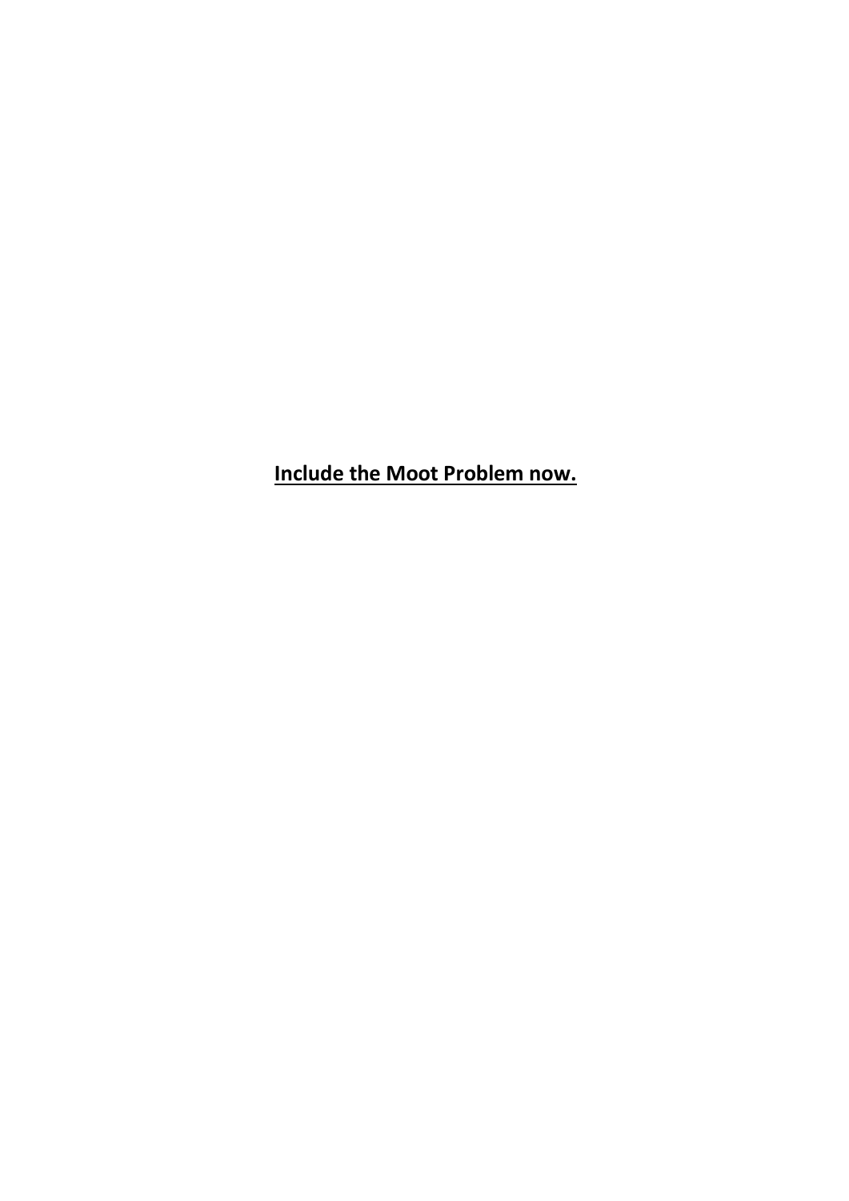**Include the Moot Problem now.**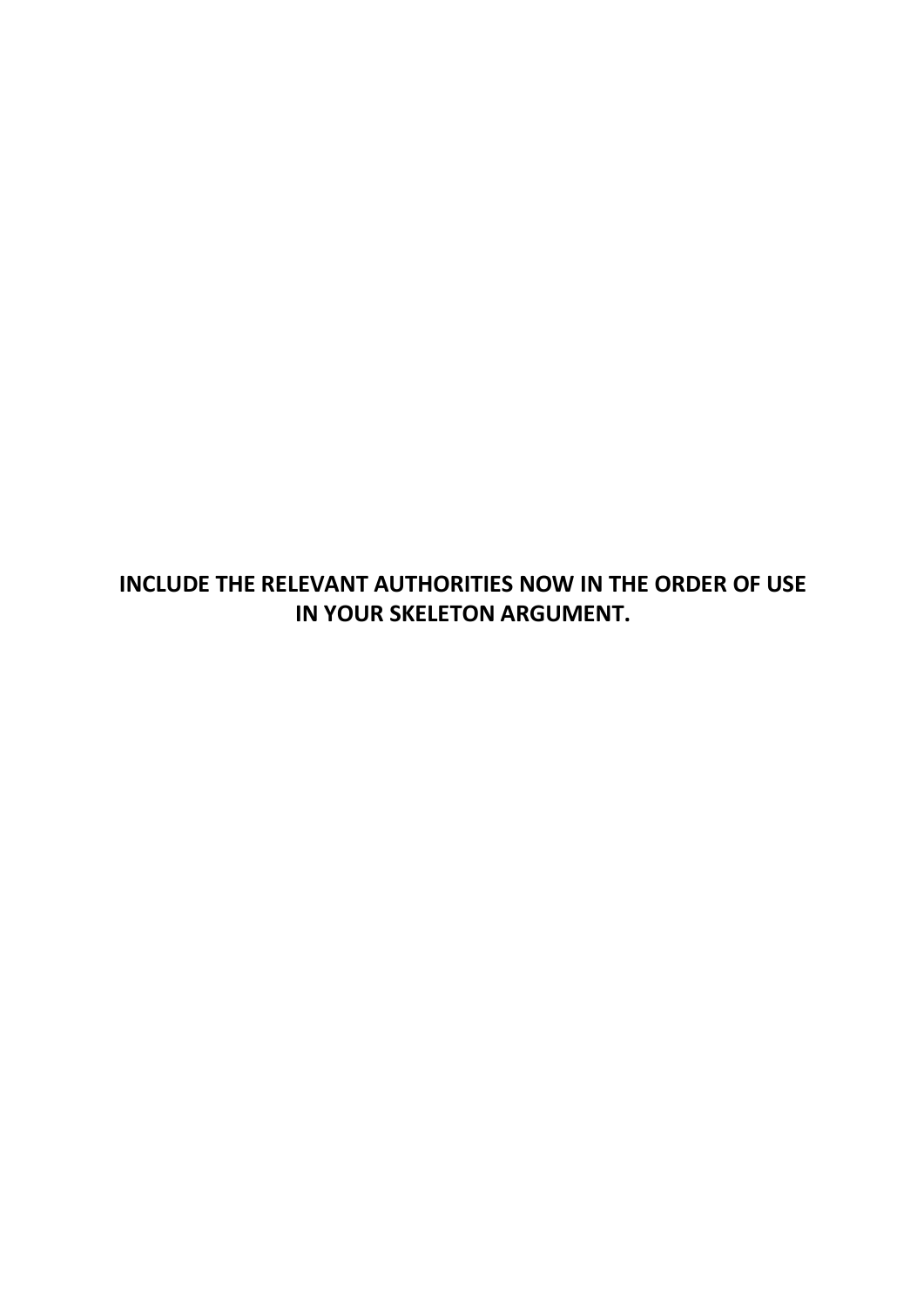**INCLUDE THE RELEVANT AUTHORITIES NOW IN THE ORDER OF USE IN YOUR SKELETON ARGUMENT.**